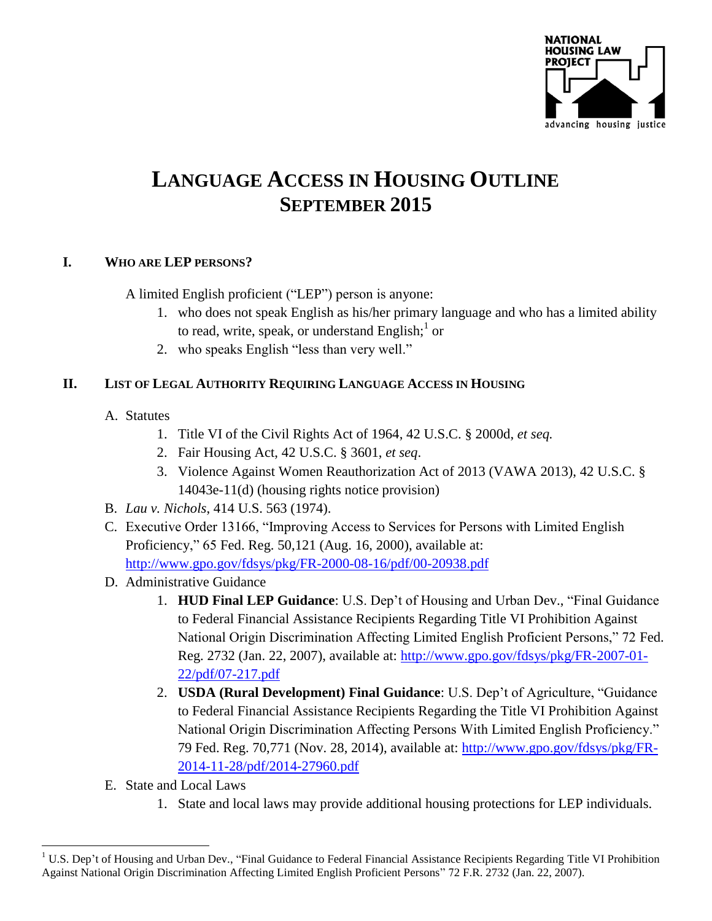NATIONAL HOUSING LAW PROJECT

advancing housing justice

# LANGUAGE ACCESS IN HOUSING OUTLINE
# SEPTEMBER 2015

## I. WHO ARE LEP PERSONS?

A limited English proficient ("LEP") person is anyone:

1. who does not speak English as his/her primary language and who has a limited ability to read, write, speak, or understand English;[1] or
2. who speaks English "less than very well."

## II. LIST OF LEGAL AUTHORITY REQUIRING LANGUAGE ACCESS IN HOUSING

A. Statutes
   1. Title VI of the Civil Rights Act of 1964, 42 U.S.C. § 2000d, *et seq.*
   2. Fair Housing Act, 42 U.S.C. § 3601, *et seq*.
   3. Violence Against Women Reauthorization Act of 2013 (VAWA 2013), 42 U.S.C. § 14043e-11(d) (housing rights notice provision)

B. *Lau v. Nichols*, 414 U.S. 563 (1974).

C. Executive Order 13166, "Improving Access to Services for Persons with Limited English Proficiency," 65 Fed. Reg. 50,121 (Aug. 16, 2000), available at: http://www.gpo.gov/fdsys/pkg/FR-2000-08-16/pdf/00-20938.pdf

D. Administrative Guidance
   1. **HUD Final LEP Guidance**: U.S. Dep't of Housing and Urban Dev., "Final Guidance to Federal Financial Assistance Recipients Regarding Title VI Prohibition Against National Origin Discrimination Affecting Limited English Proficient Persons," 72 Fed. Reg. 2732 (Jan. 22, 2007), available at: http://www.gpo.gov/fdsys/pkg/FR-2007-01-22/pdf/07-217.pdf
   2. **USDA (Rural Development) Final Guidance**: U.S. Dep't of Agriculture, "Guidance to Federal Financial Assistance Recipients Regarding the Title VI Prohibition Against National Origin Discrimination Affecting Persons With Limited English Proficiency." 79 Fed. Reg. 70,771 (Nov. 28, 2014), available at: http://www.gpo.gov/fdsys/pkg/FR-2014-11-28/pdf/2014-27960.pdf

E. State and Local Laws
   1. State and local laws may provide additional housing protections for LEP individuals.

---

[1] U.S. Dep't of Housing and Urban Dev., "Final Guidance to Federal Financial Assistance Recipients Regarding Title VI Prohibition Against National Origin Discrimination Affecting Limited English Proficient Persons" 72 F.R. 2732 (Jan. 22, 2007).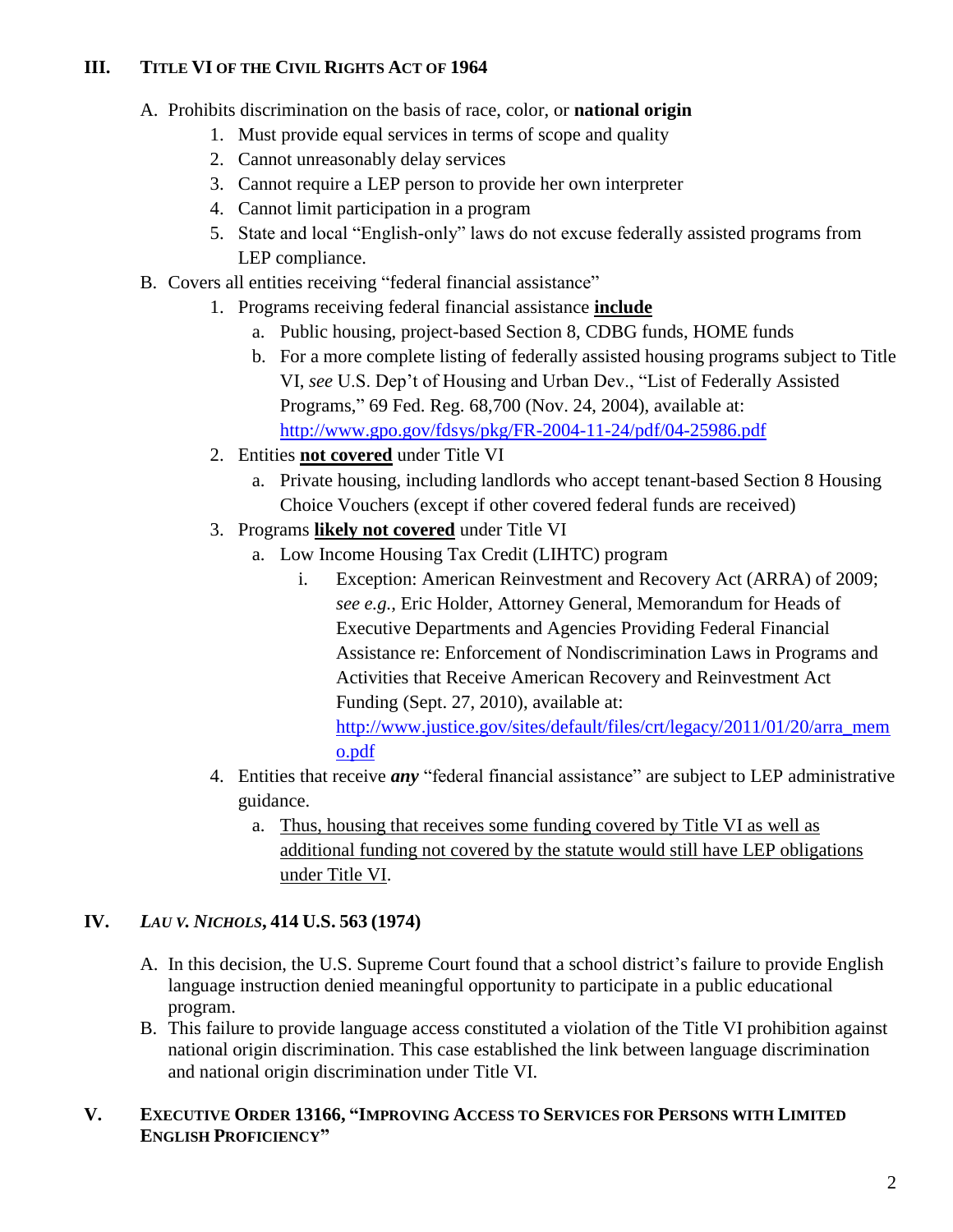## III. TITLE VI OF THE CIVIL RIGHTS ACT OF 1964

A. Prohibits discrimination on the basis of race, color, or **national origin**
   1. Must provide equal services in terms of scope and quality
   2. Cannot unreasonably delay services
   3. Cannot require a LEP person to provide her own interpreter
   4. Cannot limit participation in a program
   5. State and local "English-only" laws do not excuse federally assisted programs from LEP compliance.

B. Covers all entities receiving "federal financial assistance"
   1. Programs receiving federal financial assistance **<u>include</u>**
      a. Public housing, project-based Section 8, CDBG funds, HOME funds
      b. For a more complete listing of federally assisted housing programs subject to Title VI, *see* U.S. Dep't of Housing and Urban Dev., "List of Federally Assisted Programs," 69 Fed. Reg. 68,700 (Nov. 24, 2004), available at: http://www.gpo.gov/fdsys/pkg/FR-2004-11-24/pdf/04-25986.pdf
   2. Entities **<u>not covered</u>** under Title VI
      a. Private housing, including landlords who accept tenant-based Section 8 Housing Choice Vouchers (except if other covered federal funds are received)
   3. Programs **<u>likely not covered</u>** under Title VI
      a. Low Income Housing Tax Credit (LIHTC) program
         i. Exception: American Reinvestment and Recovery Act (ARRA) of 2009; *see e.g.,* Eric Holder, Attorney General, Memorandum for Heads of Executive Departments and Agencies Providing Federal Financial Assistance re: Enforcement of Nondiscrimination Laws in Programs and Activities that Receive American Recovery and Reinvestment Act Funding (Sept. 27, 2010), available at: http://www.justice.gov/sites/default/files/crt/legacy/2011/01/20/arra_memo.pdf
   4. Entities that receive ***any*** "federal financial assistance" are subject to LEP administrative guidance.
      a. <u>Thus, housing that receives some funding covered by Title VI as well as additional funding not covered by the statute would still have LEP obligations under Title VI</u>.

## IV. *LAU V. NICHOLS*, 414 U.S. 563 (1974)

A. In this decision, the U.S. Supreme Court found that a school district's failure to provide English language instruction denied meaningful opportunity to participate in a public educational program.

B. This failure to provide language access constituted a violation of the Title VI prohibition against national origin discrimination. This case established the link between language discrimination and national origin discrimination under Title VI.

## V. EXECUTIVE ORDER 13166, "IMPROVING ACCESS TO SERVICES FOR PERSONS WITH LIMITED ENGLISH PROFICIENCY"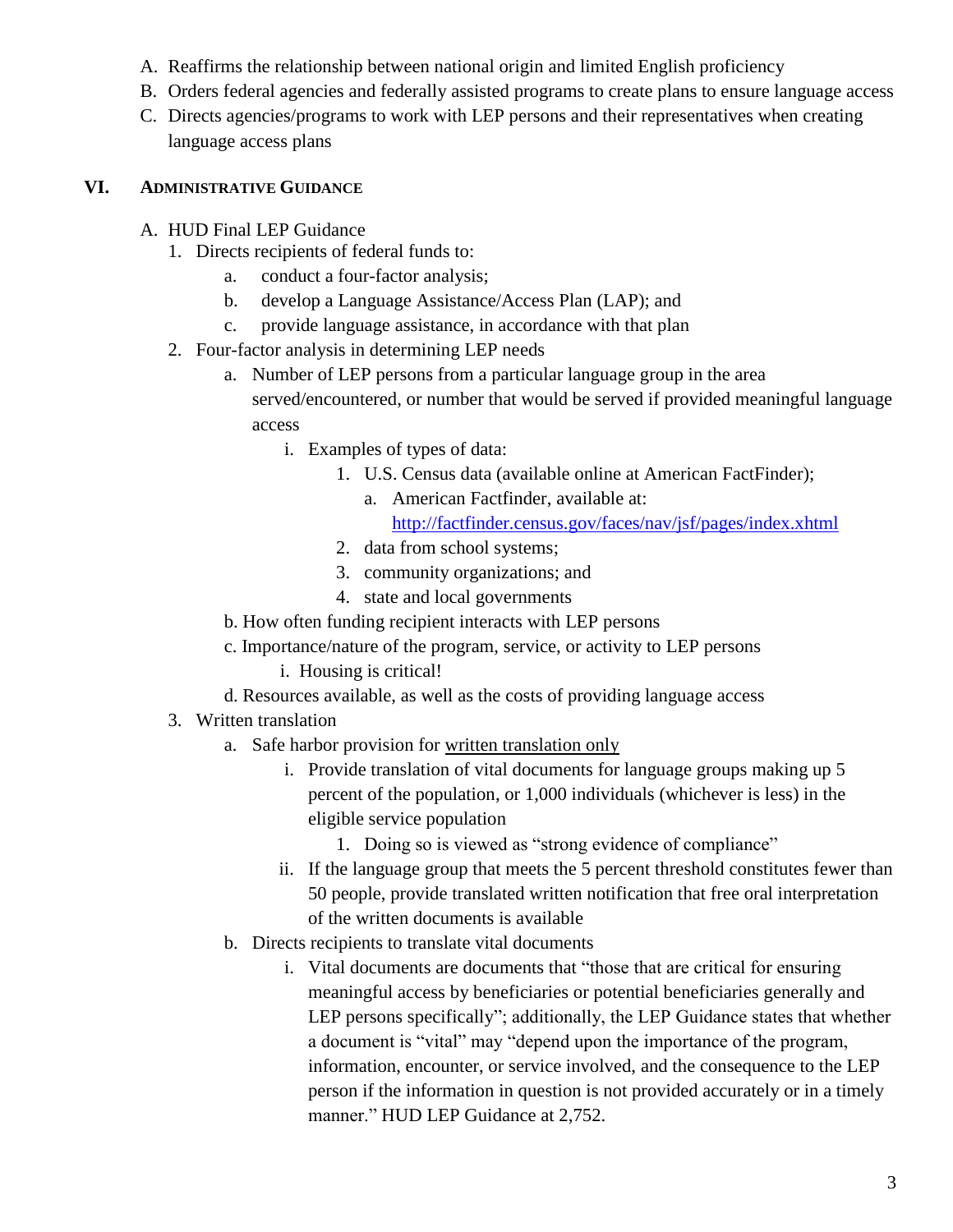A. Reaffirms the relationship between national origin and limited English proficiency
B. Orders federal agencies and federally assisted programs to create plans to ensure language access
C. Directs agencies/programs to work with LEP persons and their representatives when creating language access plans

## VI. Administrative Guidance

A. HUD Final LEP Guidance
   1. Directs recipients of federal funds to:
      a. conduct a four-factor analysis;
      b. develop a Language Assistance/Access Plan (LAP); and
      c. provide language assistance, in accordance with that plan
   2. Four-factor analysis in determining LEP needs
      a. Number of LEP persons from a particular language group in the area served/encountered, or number that would be served if provided meaningful language access
         i. Examples of types of data:
            1. U.S. Census data (available online at American FactFinder);
               a. American Factfinder, available at: [http://factfinder.census.gov/faces/nav/jsf/pages/index.xhtml](http://factfinder.census.gov/faces/nav/jsf/pages/index.xhtml)
            2. data from school systems;
            3. community organizations; and
            4. state and local governments
      b. How often funding recipient interacts with LEP persons
      c. Importance/nature of the program, service, or activity to LEP persons
         i. Housing is critical!
      d. Resources available, as well as the costs of providing language access
   3. Written translation
      a. Safe harbor provision for <u>written translation only</u>
         i. Provide translation of vital documents for language groups making up 5 percent of the population, or 1,000 individuals (whichever is less) in the eligible service population
            1. Doing so is viewed as "strong evidence of compliance"
         ii. If the language group that meets the 5 percent threshold constitutes fewer than 50 people, provide translated written notification that free oral interpretation of the written documents is available
      b. Directs recipients to translate vital documents
         i. Vital documents are documents that "those that are critical for ensuring meaningful access by beneficiaries or potential beneficiaries generally and LEP persons specifically"; additionally, the LEP Guidance states that whether a document is "vital" may "depend upon the importance of the program, information, encounter, or service involved, and the consequence to the LEP person if the information in question is not provided accurately or in a timely manner." HUD LEP Guidance at 2,752.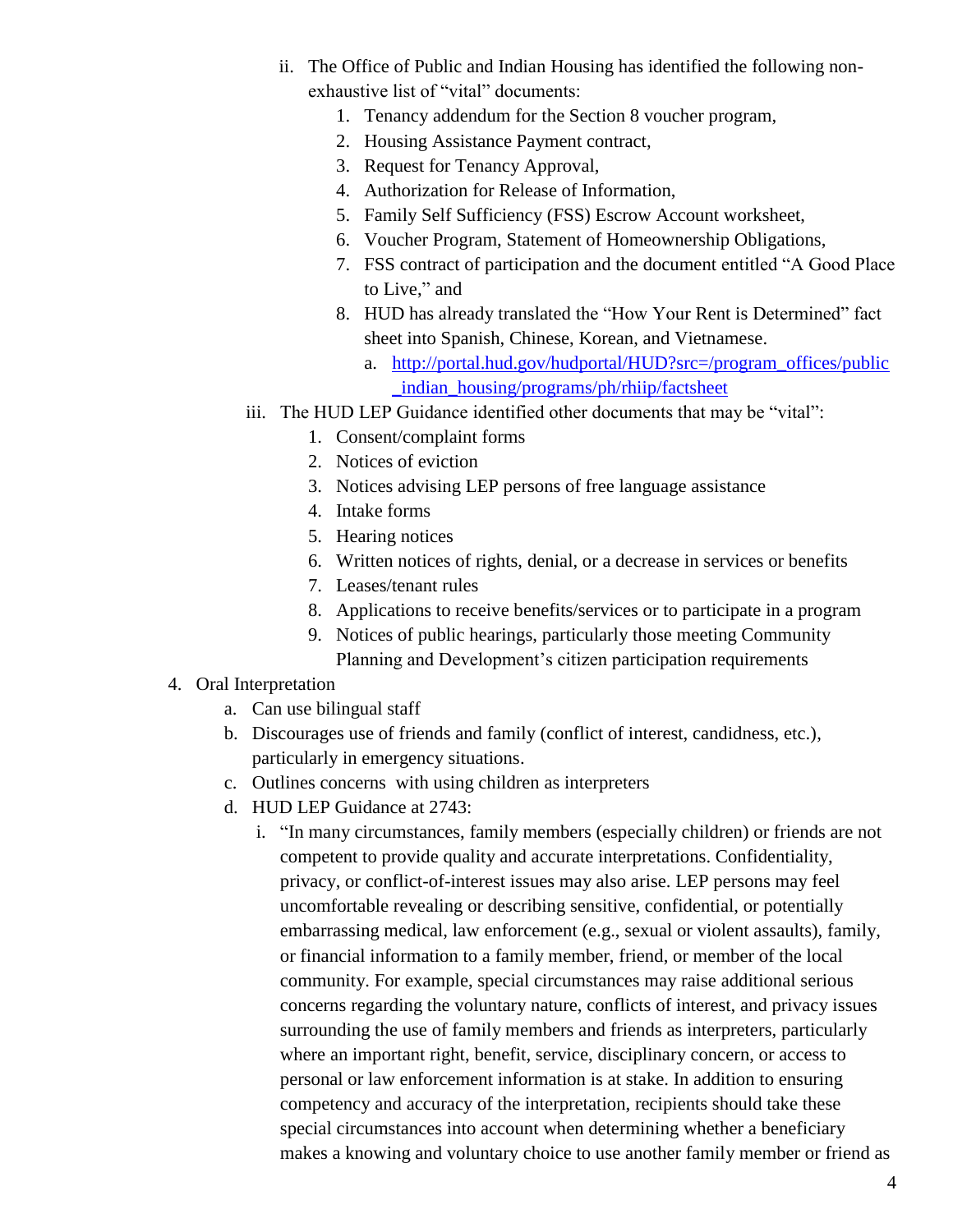- ii. The Office of Public and Indian Housing has identified the following non-exhaustive list of "vital" documents:
     1. Tenancy addendum for the Section 8 voucher program,
     2. Housing Assistance Payment contract,
     3. Request for Tenancy Approval,
     4. Authorization for Release of Information,
     5. Family Self Sufficiency (FSS) Escrow Account worksheet,
     6. Voucher Program, Statement of Homeownership Obligations,
     7. FSS contract of participation and the document entitled "A Good Place to Live," and
     8. HUD has already translated the "How Your Rent is Determined" fact sheet into Spanish, Chinese, Korean, and Vietnamese.
        - a. http://portal.hud.gov/hudportal/HUD?src=/program_offices/public_indian_housing/programs/ph/rhiip/factsheet
   - iii. The HUD LEP Guidance identified other documents that may be "vital":
     1. Consent/complaint forms
     2. Notices of eviction
     3. Notices advising LEP persons of free language assistance
     4. Intake forms
     5. Hearing notices
     6. Written notices of rights, denial, or a decrease in services or benefits
     7. Leases/tenant rules
     8. Applications to receive benefits/services or to participate in a program
     9. Notices of public hearings, particularly those meeting Community Planning and Development's citizen participation requirements

4. Oral Interpretation
   - a. Can use bilingual staff
   - b. Discourages use of friends and family (conflict of interest, candidness, etc.), particularly in emergency situations.
   - c. Outlines concerns with using children as interpreters
   - d. HUD LEP Guidance at 2743:
     - i. "In many circumstances, family members (especially children) or friends are not competent to provide quality and accurate interpretations. Confidentiality, privacy, or conflict-of-interest issues may also arise. LEP persons may feel uncomfortable revealing or describing sensitive, confidential, or potentially embarrassing medical, law enforcement (e.g., sexual or violent assaults), family, or financial information to a family member, friend, or member of the local community. For example, special circumstances may raise additional serious concerns regarding the voluntary nature, conflicts of interest, and privacy issues surrounding the use of family members and friends as interpreters, particularly where an important right, benefit, service, disciplinary concern, or access to personal or law enforcement information is at stake. In addition to ensuring competency and accuracy of the interpretation, recipients should take these special circumstances into account when determining whether a beneficiary makes a knowing and voluntary choice to use another family member or friend as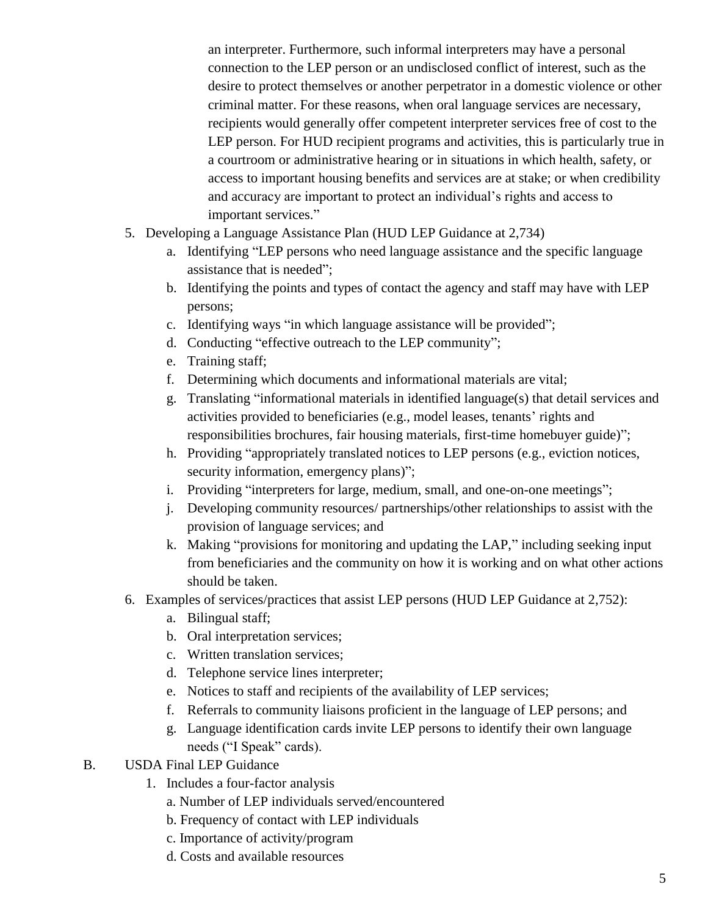an interpreter. Furthermore, such informal interpreters may have a personal connection to the LEP person or an undisclosed conflict of interest, such as the desire to protect themselves or another perpetrator in a domestic violence or other criminal matter. For these reasons, when oral language services are necessary, recipients would generally offer competent interpreter services free of cost to the LEP person. For HUD recipient programs and activities, this is particularly true in a courtroom or administrative hearing or in situations in which health, safety, or access to important housing benefits and services are at stake; or when credibility and accuracy are important to protect an individual's rights and access to important services."

5. Developing a Language Assistance Plan (HUD LEP Guidance at 2,734)
   a. Identifying "LEP persons who need language assistance and the specific language assistance that is needed";
   b. Identifying the points and types of contact the agency and staff may have with LEP persons;
   c. Identifying ways "in which language assistance will be provided";
   d. Conducting "effective outreach to the LEP community";
   e. Training staff;
   f. Determining which documents and informational materials are vital;
   g. Translating "informational materials in identified language(s) that detail services and activities provided to beneficiaries (e.g., model leases, tenants' rights and responsibilities brochures, fair housing materials, first-time homebuyer guide)";
   h. Providing "appropriately translated notices to LEP persons (e.g., eviction notices, security information, emergency plans)";
   i. Providing "interpreters for large, medium, small, and one-on-one meetings";
   j. Developing community resources/ partnerships/other relationships to assist with the provision of language services; and
   k. Making "provisions for monitoring and updating the LAP," including seeking input from beneficiaries and the community on how it is working and on what other actions should be taken.
6. Examples of services/practices that assist LEP persons (HUD LEP Guidance at 2,752):
   a. Bilingual staff;
   b. Oral interpretation services;
   c. Written translation services;
   d. Telephone service lines interpreter;
   e. Notices to staff and recipients of the availability of LEP services;
   f. Referrals to community liaisons proficient in the language of LEP persons; and
   g. Language identification cards invite LEP persons to identify their own language needs ("I Speak" cards).

B. USDA Final LEP Guidance

1. Includes a four-factor analysis
   a. Number of LEP individuals served/encountered
   b. Frequency of contact with LEP individuals
   c. Importance of activity/program
   d. Costs and available resources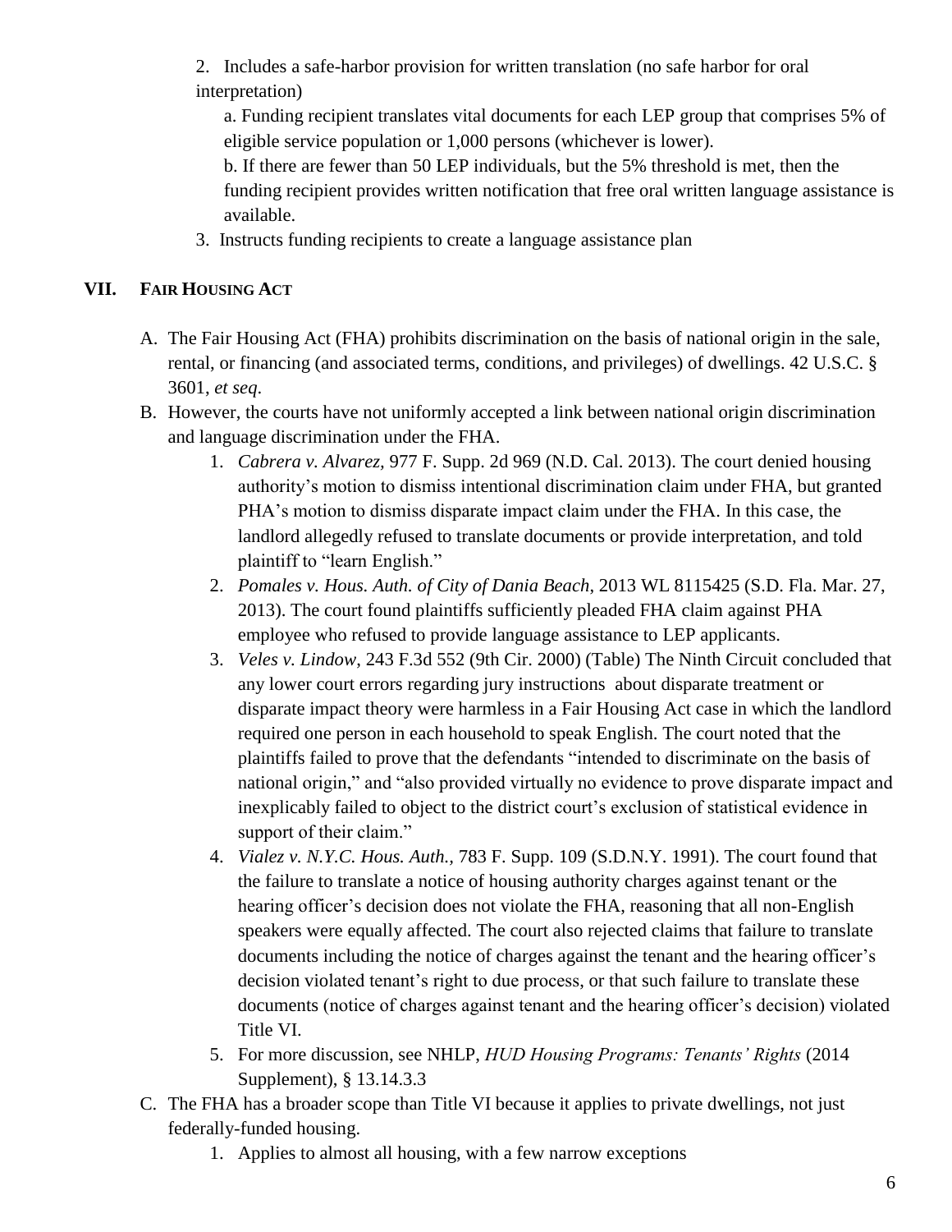2. Includes a safe-harbor provision for written translation (no safe harbor for oral interpretation)

   a. Funding recipient translates vital documents for each LEP group that comprises 5% of eligible service population or 1,000 persons (whichever is lower).

   b. If there are fewer than 50 LEP individuals, but the 5% threshold is met, then the funding recipient provides written notification that free oral written language assistance is available.

3. Instructs funding recipients to create a language assistance plan

## VII. FAIR HOUSING ACT

A. The Fair Housing Act (FHA) prohibits discrimination on the basis of national origin in the sale, rental, or financing (and associated terms, conditions, and privileges) of dwellings. 42 U.S.C. § 3601, *et seq*.

B. However, the courts have not uniformly accepted a link between national origin discrimination and language discrimination under the FHA.

   1. *Cabrera v. Alvarez,* 977 F. Supp. 2d 969 (N.D. Cal. 2013). The court denied housing authority's motion to dismiss intentional discrimination claim under FHA, but granted PHA's motion to dismiss disparate impact claim under the FHA. In this case, the landlord allegedly refused to translate documents or provide interpretation, and told plaintiff to "learn English."
   2. *Pomales v. Hous. Auth. of City of Dania Beach*, 2013 WL 8115425 (S.D. Fla. Mar. 27, 2013). The court found plaintiffs sufficiently pleaded FHA claim against PHA employee who refused to provide language assistance to LEP applicants.
   3. *Veles v. Lindow*, 243 F.3d 552 (9th Cir. 2000) (Table) The Ninth Circuit concluded that any lower court errors regarding jury instructions about disparate treatment or disparate impact theory were harmless in a Fair Housing Act case in which the landlord required one person in each household to speak English. The court noted that the plaintiffs failed to prove that the defendants "intended to discriminate on the basis of national origin," and "also provided virtually no evidence to prove disparate impact and inexplicably failed to object to the district court's exclusion of statistical evidence in support of their claim."
   4. *Vialez v. N.Y.C. Hous. Auth.*, 783 F. Supp. 109 (S.D.N.Y. 1991). The court found that the failure to translate a notice of housing authority charges against tenant or the hearing officer's decision does not violate the FHA, reasoning that all non-English speakers were equally affected. The court also rejected claims that failure to translate documents including the notice of charges against the tenant and the hearing officer's decision violated tenant's right to due process, or that such failure to translate these documents (notice of charges against tenant and the hearing officer's decision) violated Title VI.
   5. For more discussion, see NHLP, *HUD Housing Programs: Tenants' Rights* (2014 Supplement), § 13.14.3.3

C. The FHA has a broader scope than Title VI because it applies to private dwellings, not just federally-funded housing.

   1. Applies to almost all housing, with a few narrow exceptions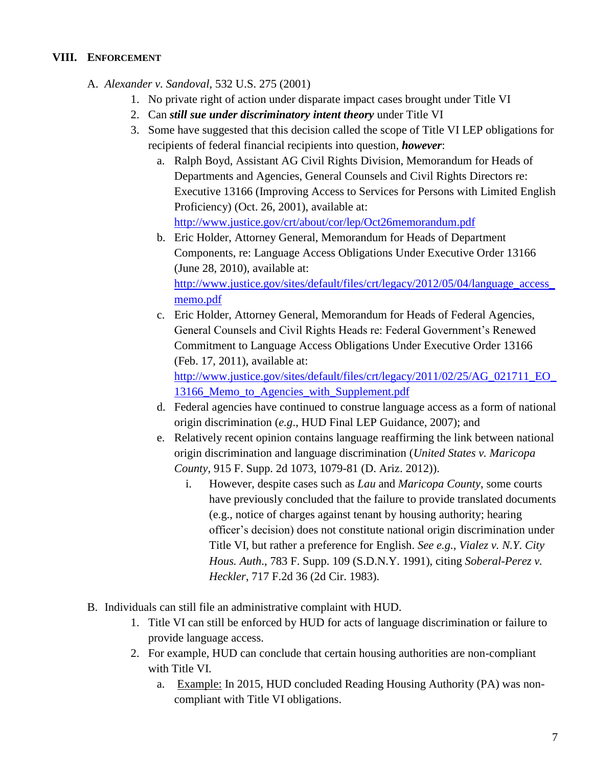## VIII. ENFORCEMENT

A. *Alexander v. Sandoval*, 532 U.S. 275 (2001)

1. No private right of action under disparate impact cases brought under Title VI
2. Can ***still sue under discriminatory intent theory*** under Title VI
3. Some have suggested that this decision called the scope of Title VI LEP obligations for recipients of federal financial recipients into question, ***however***:
   a. Ralph Boyd, Assistant AG Civil Rights Division, Memorandum for Heads of Departments and Agencies, General Counsels and Civil Rights Directors re: Executive 13166 (Improving Access to Services for Persons with Limited English Proficiency) (Oct. 26, 2001), available at: http://www.justice.gov/crt/about/cor/lep/Oct26memorandum.pdf
   b. Eric Holder, Attorney General, Memorandum for Heads of Department Components, re: Language Access Obligations Under Executive Order 13166 (June 28, 2010), available at: http://www.justice.gov/sites/default/files/crt/legacy/2012/05/04/language_access_memo.pdf
   c. Eric Holder, Attorney General, Memorandum for Heads of Federal Agencies, General Counsels and Civil Rights Heads re: Federal Government's Renewed Commitment to Language Access Obligations Under Executive Order 13166 (Feb. 17, 2011), available at: http://www.justice.gov/sites/default/files/crt/legacy/2011/02/25/AG_021711_EO_13166_Memo_to_Agencies_with_Supplement.pdf
   d. Federal agencies have continued to construe language access as a form of national origin discrimination (*e.g*., HUD Final LEP Guidance, 2007); and
   e. Relatively recent opinion contains language reaffirming the link between national origin discrimination and language discrimination (*United States v. Maricopa County*, 915 F. Supp. 2d 1073, 1079-81 (D. Ariz. 2012)).
      i. However, despite cases such as *Lau* and *Maricopa County*, some courts have previously concluded that the failure to provide translated documents (e.g., notice of charges against tenant by housing authority; hearing officer's decision) does not constitute national origin discrimination under Title VI, but rather a preference for English. *See e.g., Vialez v. N.Y. City Hous. Auth*., 783 F. Supp. 109 (S.D.N.Y. 1991), citing *Soberal-Perez v. Heckler*, 717 F.2d 36 (2d Cir. 1983).

B. Individuals can still file an administrative complaint with HUD.

1. Title VI can still be enforced by HUD for acts of language discrimination or failure to provide language access.
2. For example, HUD can conclude that certain housing authorities are non-compliant with Title VI.
   a. Example: In 2015, HUD concluded Reading Housing Authority (PA) was non-compliant with Title VI obligations.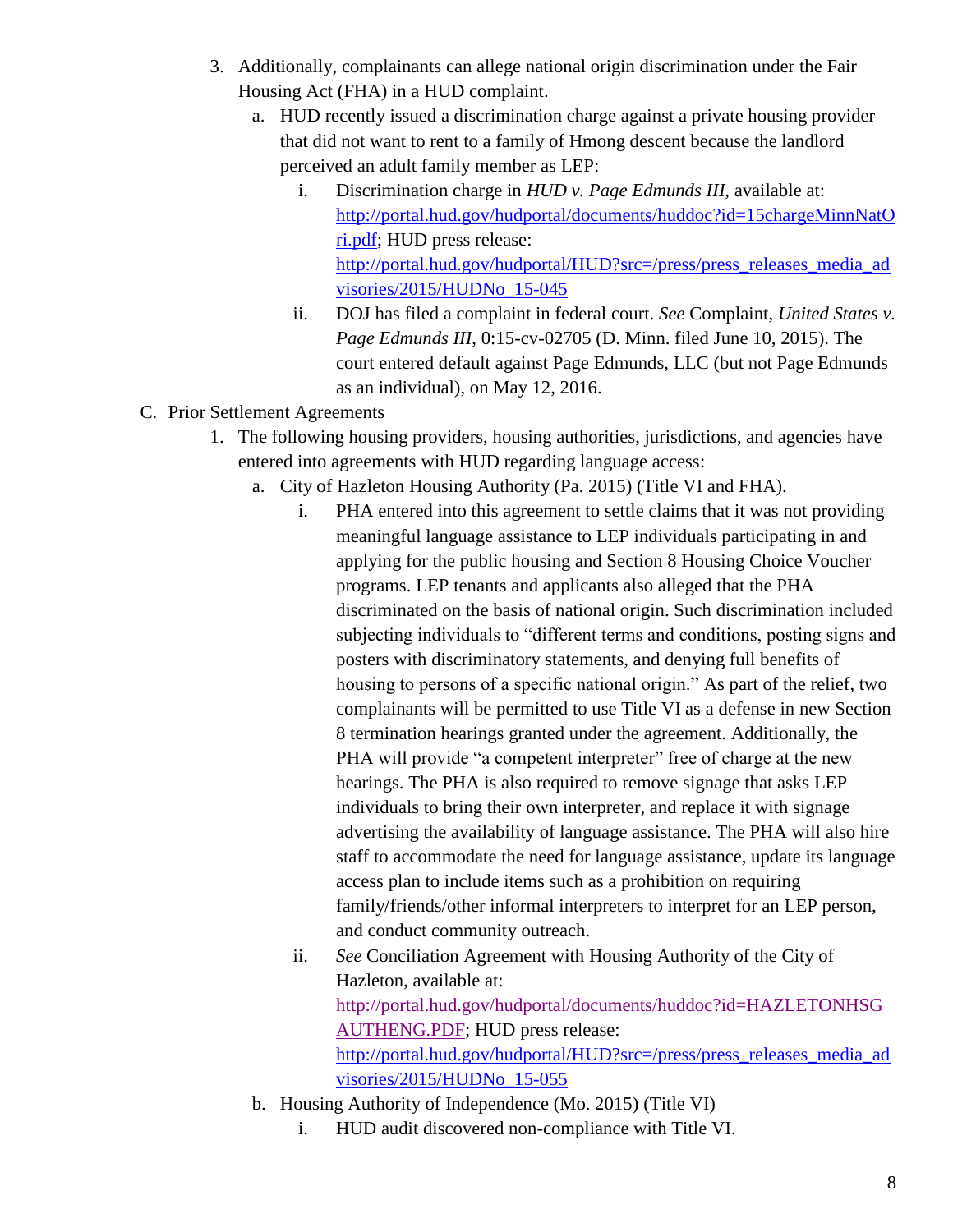3. Additionally, complainants can allege national origin discrimination under the Fair Housing Act (FHA) in a HUD complaint.
   a. HUD recently issued a discrimination charge against a private housing provider that did not want to rent to a family of Hmong descent because the landlord perceived an adult family member as LEP:
      i. Discrimination charge in *HUD v. Page Edmunds III*, available at: [http://portal.hud.gov/hudportal/documents/huddoc?id=15chargeMinnNatOri.pdf](http://portal.hud.gov/hudportal/documents/huddoc?id=15chargeMinnNatOri.pdf); HUD press release: [http://portal.hud.gov/hudportal/HUD?src=/press/press_releases_media_advisories/2015/HUDNo_15-045](http://portal.hud.gov/hudportal/HUD?src=/press/press_releases_media_advisories/2015/HUDNo_15-045)
      ii. DOJ has filed a complaint in federal court. *See* Complaint, *United States v. Page Edmunds III*, 0:15-cv-02705 (D. Minn. filed June 10, 2015). The court entered default against Page Edmunds, LLC (but not Page Edmunds as an individual), on May 12, 2016.

C. Prior Settlement Agreements

1. The following housing providers, housing authorities, jurisdictions, and agencies have entered into agreements with HUD regarding language access:
   a. City of Hazleton Housing Authority (Pa. 2015) (Title VI and FHA).
      i. PHA entered into this agreement to settle claims that it was not providing meaningful language assistance to LEP individuals participating in and applying for the public housing and Section 8 Housing Choice Voucher programs. LEP tenants and applicants also alleged that the PHA discriminated on the basis of national origin. Such discrimination included subjecting individuals to "different terms and conditions, posting signs and posters with discriminatory statements, and denying full benefits of housing to persons of a specific national origin." As part of the relief, two complainants will be permitted to use Title VI as a defense in new Section 8 termination hearings granted under the agreement. Additionally, the PHA will provide "a competent interpreter" free of charge at the new hearings. The PHA is also required to remove signage that asks LEP individuals to bring their own interpreter, and replace it with signage advertising the availability of language assistance. The PHA will also hire staff to accommodate the need for language assistance, update its language access plan to include items such as a prohibition on requiring family/friends/other informal interpreters to interpret for an LEP person, and conduct community outreach.
      ii. *See* Conciliation Agreement with Housing Authority of the City of Hazleton, available at: [http://portal.hud.gov/hudportal/documents/huddoc?id=HAZLETONHSGAUTHENG.PDF](http://portal.hud.gov/hudportal/documents/huddoc?id=HAZLETONHSGAUTHENG.PDF); HUD press release: [http://portal.hud.gov/hudportal/HUD?src=/press/press_releases_media_advisories/2015/HUDNo_15-055](http://portal.hud.gov/hudportal/HUD?src=/press/press_releases_media_advisories/2015/HUDNo_15-055)
   b. Housing Authority of Independence (Mo. 2015) (Title VI)
      i. HUD audit discovered non-compliance with Title VI.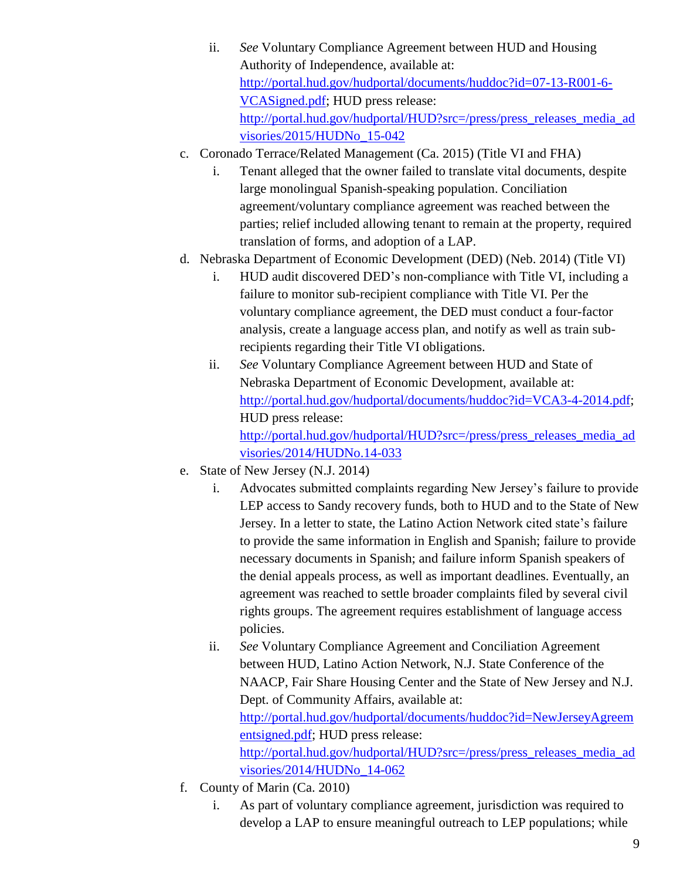ii. *See* Voluntary Compliance Agreement between HUD and Housing Authority of Independence, available at: [http://portal.hud.gov/hudportal/documents/huddoc?id=07-13-R001-6-VCASigned.pdf](http://portal.hud.gov/hudportal/documents/huddoc?id=07-13-R001-6-VCASigned.pdf); HUD press release: [http://portal.hud.gov/hudportal/HUD?src=/press/press_releases_media_advisories/2015/HUDNo_15-042](http://portal.hud.gov/hudportal/HUD?src=/press/press_releases_media_advisories/2015/HUDNo_15-042)

c. Coronado Terrace/Related Management (Ca. 2015) (Title VI and FHA)
   i. Tenant alleged that the owner failed to translate vital documents, despite large monolingual Spanish-speaking population. Conciliation agreement/voluntary compliance agreement was reached between the parties; relief included allowing tenant to remain at the property, required translation of forms, and adoption of a LAP.

d. Nebraska Department of Economic Development (DED) (Neb. 2014) (Title VI)
   i. HUD audit discovered DED's non-compliance with Title VI, including a failure to monitor sub-recipient compliance with Title VI. Per the voluntary compliance agreement, the DED must conduct a four-factor analysis, create a language access plan, and notify as well as train sub-recipients regarding their Title VI obligations.
   ii. *See* Voluntary Compliance Agreement between HUD and State of Nebraska Department of Economic Development, available at: [http://portal.hud.gov/hudportal/documents/huddoc?id=VCA3-4-2014.pdf](http://portal.hud.gov/hudportal/documents/huddoc?id=VCA3-4-2014.pdf); HUD press release: [http://portal.hud.gov/hudportal/HUD?src=/press/press_releases_media_advisories/2014/HUDNo.14-033](http://portal.hud.gov/hudportal/HUD?src=/press/press_releases_media_advisories/2014/HUDNo.14-033)

e. State of New Jersey (N.J. 2014)
   i. Advocates submitted complaints regarding New Jersey's failure to provide LEP access to Sandy recovery funds, both to HUD and to the State of New Jersey. In a letter to state, the Latino Action Network cited state's failure to provide the same information in English and Spanish; failure to provide necessary documents in Spanish; and failure inform Spanish speakers of the denial appeals process, as well as important deadlines. Eventually, an agreement was reached to settle broader complaints filed by several civil rights groups. The agreement requires establishment of language access policies.
   ii. *See* Voluntary Compliance Agreement and Conciliation Agreement between HUD, Latino Action Network, N.J. State Conference of the NAACP, Fair Share Housing Center and the State of New Jersey and N.J. Dept. of Community Affairs, available at: [http://portal.hud.gov/hudportal/documents/huddoc?id=NewJerseyAgreementsigned.pdf](http://portal.hud.gov/hudportal/documents/huddoc?id=NewJerseyAgreementsigned.pdf); HUD press release: [http://portal.hud.gov/hudportal/HUD?src=/press/press_releases_media_advisories/2014/HUDNo_14-062](http://portal.hud.gov/hudportal/HUD?src=/press/press_releases_media_advisories/2014/HUDNo_14-062)

f. County of Marin (Ca. 2010)
   i. As part of voluntary compliance agreement, jurisdiction was required to develop a LAP to ensure meaningful outreach to LEP populations; while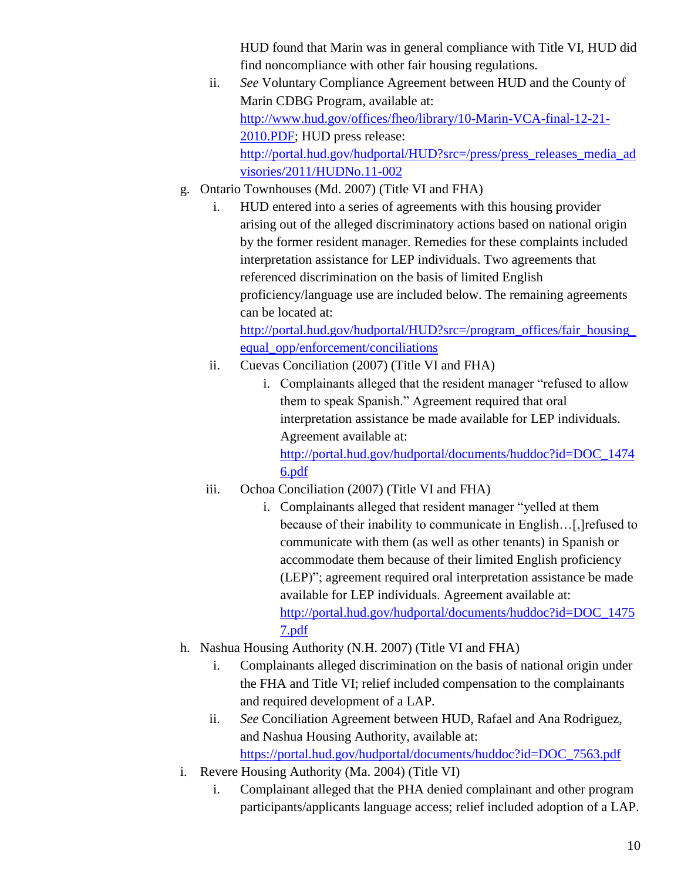HUD found that Marin was in general compliance with Title VI, HUD did find noncompliance with other fair housing regulations.

   ii. *See* Voluntary Compliance Agreement between HUD and the County of Marin CDBG Program, available at: http://www.hud.gov/offices/fheo/library/10-Marin-VCA-final-12-21-2010.PDF; HUD press release: http://portal.hud.gov/hudportal/HUD?src=/press/press_releases_media_advisories/2011/HUDNo.11-002

g. Ontario Townhouses (Md. 2007) (Title VI and FHA)
   i. HUD entered into a series of agreements with this housing provider arising out of the alleged discriminatory actions based on national origin by the former resident manager. Remedies for these complaints included interpretation assistance for LEP individuals. Two agreements that referenced discrimination on the basis of limited English proficiency/language use are included below. The remaining agreements can be located at: http://portal.hud.gov/hudportal/HUD?src=/program_offices/fair_housing_equal_opp/enforcement/conciliations
   ii. Cuevas Conciliation (2007) (Title VI and FHA)
      i. Complainants alleged that the resident manager "refused to allow them to speak Spanish." Agreement required that oral interpretation assistance be made available for LEP individuals. Agreement available at: http://portal.hud.gov/hudportal/documents/huddoc?id=DOC_14746.pdf
   iii. Ochoa Conciliation (2007) (Title VI and FHA)
      i. Complainants alleged that resident manager "yelled at them because of their inability to communicate in English…[,]refused to communicate with them (as well as other tenants) in Spanish or accommodate them because of their limited English proficiency (LEP)"; agreement required oral interpretation assistance be made available for LEP individuals. Agreement available at: http://portal.hud.gov/hudportal/documents/huddoc?id=DOC_14757.pdf

h. Nashua Housing Authority (N.H. 2007) (Title VI and FHA)
   i. Complainants alleged discrimination on the basis of national origin under the FHA and Title VI; relief included compensation to the complainants and required development of a LAP.
   ii. *See* Conciliation Agreement between HUD, Rafael and Ana Rodriguez, and Nashua Housing Authority, available at: https://portal.hud.gov/hudportal/documents/huddoc?id=DOC_7563.pdf

i. Revere Housing Authority (Ma. 2004) (Title VI)
   i. Complainant alleged that the PHA denied complainant and other program participants/applicants language access; relief included adoption of a LAP.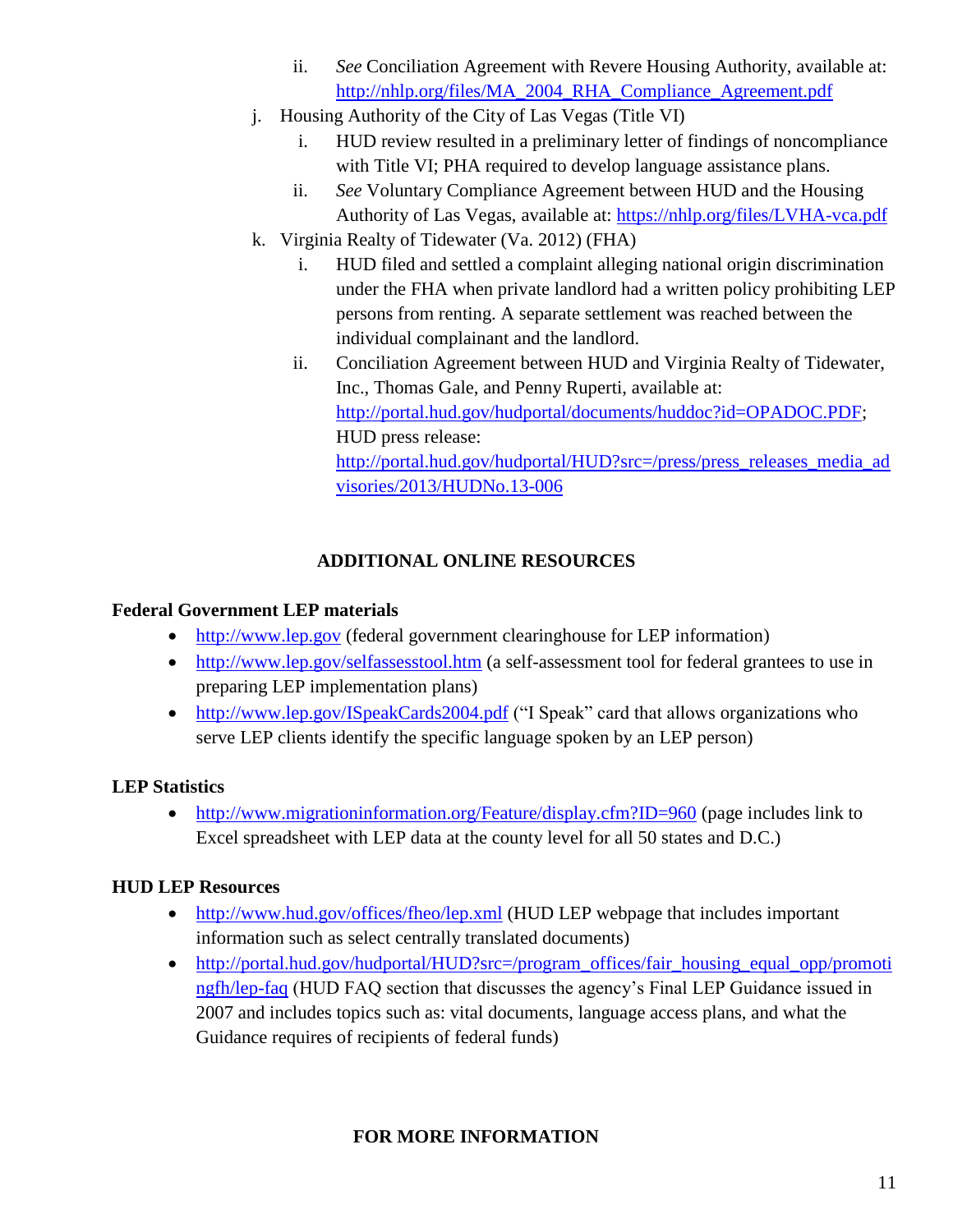ii. *See* Conciliation Agreement with Revere Housing Authority, available at: http://nhlp.org/files/MA_2004_RHA_Compliance_Agreement.pdf

   j. Housing Authority of the City of Las Vegas (Title VI)
      i. HUD review resulted in a preliminary letter of findings of noncompliance with Title VI; PHA required to develop language assistance plans.
      ii. *See* Voluntary Compliance Agreement between HUD and the Housing Authority of Las Vegas, available at: https://nhlp.org/files/LVHA-vca.pdf

   k. Virginia Realty of Tidewater (Va. 2012) (FHA)
      i. HUD filed and settled a complaint alleging national origin discrimination under the FHA when private landlord had a written policy prohibiting LEP persons from renting. A separate settlement was reached between the individual complainant and the landlord.
      ii. Conciliation Agreement between HUD and Virginia Realty of Tidewater, Inc., Thomas Gale, and Penny Ruperti, available at: http://portal.hud.gov/hudportal/documents/huddoc?id=OPADOC.PDF; HUD press release: http://portal.hud.gov/hudportal/HUD?src=/press/press_releases_media_advisories/2013/HUDNo.13-006

## ADDITIONAL ONLINE RESOURCES

**Federal Government LEP materials**

- http://www.lep.gov (federal government clearinghouse for LEP information)
- http://www.lep.gov/selfassesstool.htm (a self-assessment tool for federal grantees to use in preparing LEP implementation plans)
- http://www.lep.gov/ISpeakCards2004.pdf ("I Speak" card that allows organizations who serve LEP clients identify the specific language spoken by an LEP person)

**LEP Statistics**

- http://www.migrationinformation.org/Feature/display.cfm?ID=960 (page includes link to Excel spreadsheet with LEP data at the county level for all 50 states and D.C.)

**HUD LEP Resources**

- http://www.hud.gov/offices/fheo/lep.xml (HUD LEP webpage that includes important information such as select centrally translated documents)
- http://portal.hud.gov/hudportal/HUD?src=/program_offices/fair_housing_equal_opp/promotingfh/lep-faq (HUD FAQ section that discusses the agency's Final LEP Guidance issued in 2007 and includes topics such as: vital documents, language access plans, and what the Guidance requires of recipients of federal funds)

## FOR MORE INFORMATION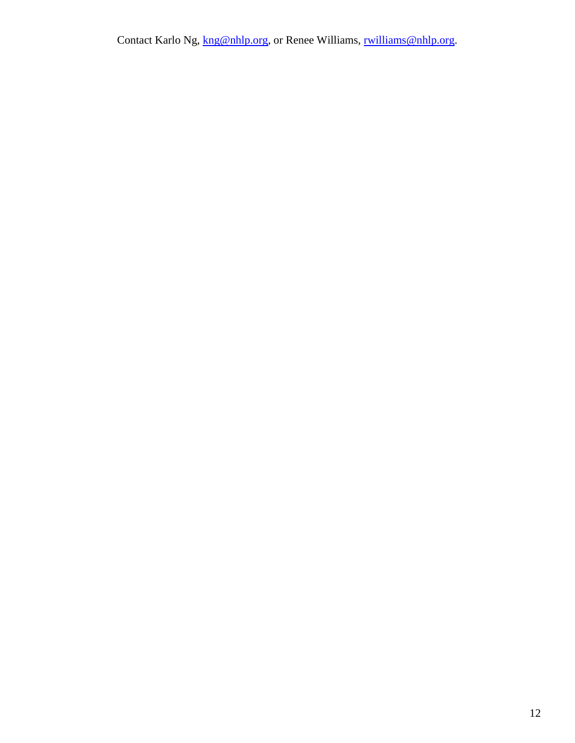Contact Karlo Ng, kng@nhlp.org, or Renee Williams, rwilliams@nhlp.org.